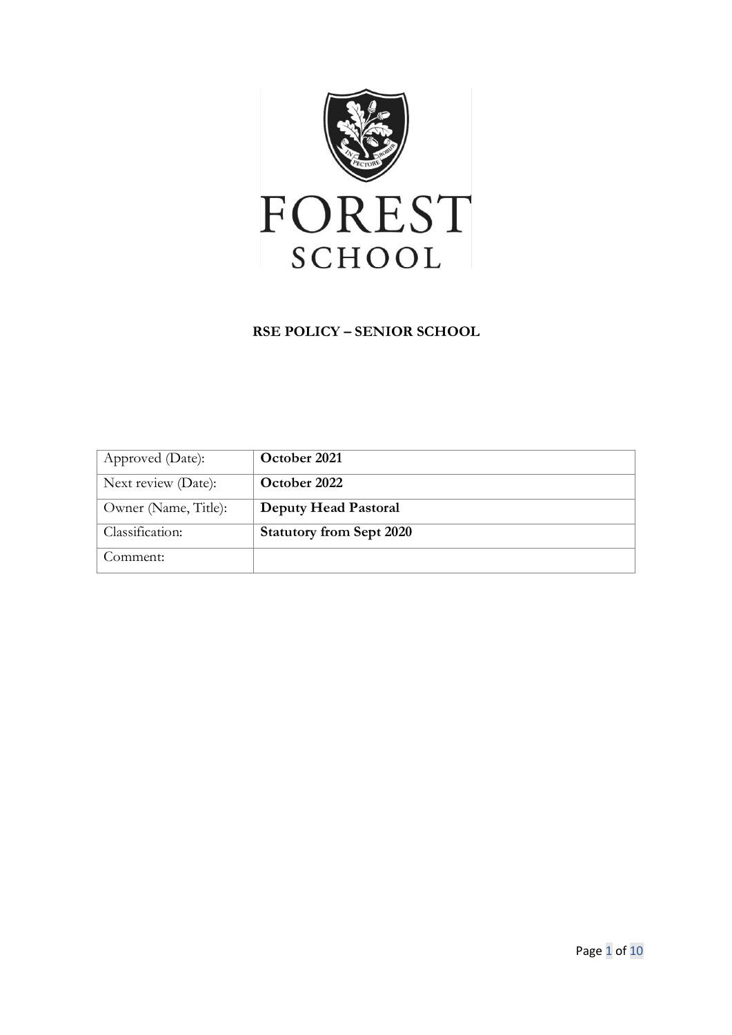# FOREST SCHOOL

## RSE POLICY – SENIOR SCHOOL

| | |
|---|---|
| Approved (Date): | **October 2021** |
| Next review (Date): | **October 2022** |
| Owner (Name, Title): | **Deputy Head Pastoral** |
| Classification: | **Statutory from Sept 2020** |
| Comment: | |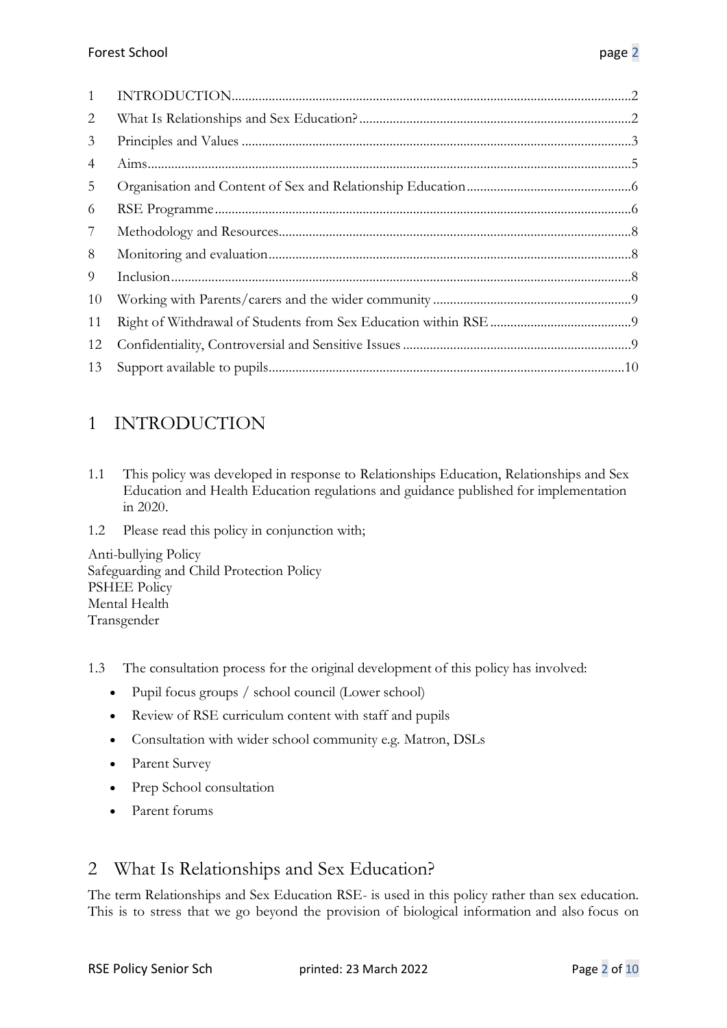| | | |
|---|---|---|
| 1 | INTRODUCTION | 2 |
| 2 | What Is Relationships and Sex Education? | 2 |
| 3 | Principles and Values | 3 |
| 4 | Aims | 5 |
| 5 | Organisation and Content of Sex and Relationship Education | 6 |
| 6 | RSE Programme | 6 |
| 7 | Methodology and Resources | 8 |
| 8 | Monitoring and evaluation | 8 |
| 9 | Inclusion | 8 |
| 10 | Working with Parents/carers and the wider community | 9 |
| 11 | Right of Withdrawal of Students from Sex Education within RSE | 9 |
| 12 | Confidentiality, Controversial and Sensitive Issues | 9 |
| 13 | Support available to pupils | 10 |

# 1 INTRODUCTION

1.1 This policy was developed in response to Relationships Education, Relationships and Sex Education and Health Education regulations and guidance published for implementation in 2020.

1.2 Please read this policy in conjunction with;

Anti-bullying Policy
Safeguarding and Child Protection Policy
PSHEE Policy
Mental Health
Transgender

1.3 The consultation process for the original development of this policy has involved:

- Pupil focus groups / school council (Lower school)
- Review of RSE curriculum content with staff and pupils
- Consultation with wider school community e.g. Matron, DSLs
- Parent Survey
- Prep School consultation
- Parent forums

# 2 What Is Relationships and Sex Education?

The term Relationships and Sex Education RSE- is used in this policy rather than sex education. This is to stress that we go beyond the provision of biological information and also focus on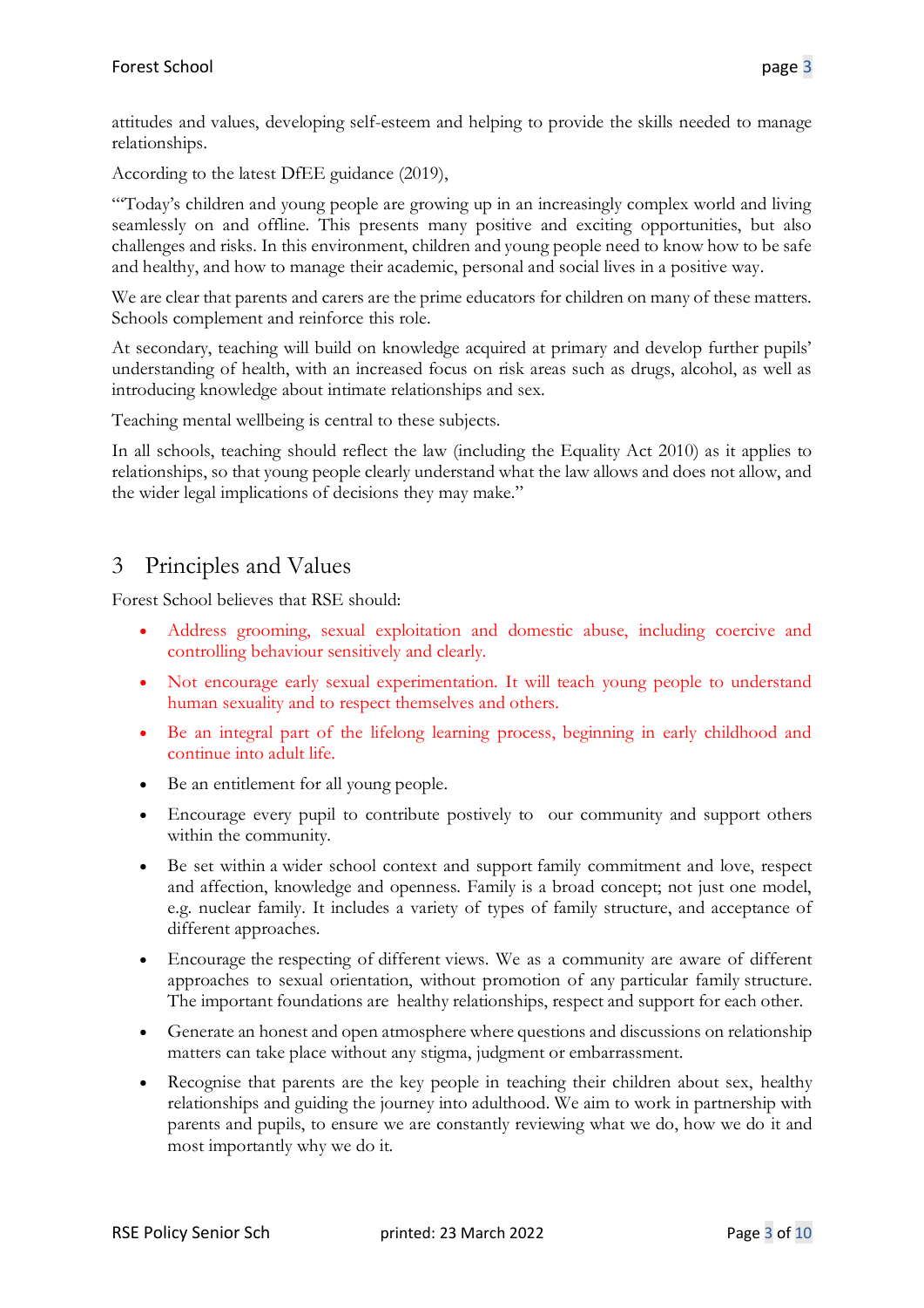attitudes and values, developing self-esteem and helping to provide the skills needed to manage relationships.

According to the latest DfEE guidance (2019),

"'Today's children and young people are growing up in an increasingly complex world and living seamlessly on and offline. This presents many positive and exciting opportunities, but also challenges and risks. In this environment, children and young people need to know how to be safe and healthy, and how to manage their academic, personal and social lives in a positive way.

We are clear that parents and carers are the prime educators for children on many of these matters. Schools complement and reinforce this role.

At secondary, teaching will build on knowledge acquired at primary and develop further pupils' understanding of health, with an increased focus on risk areas such as drugs, alcohol, as well as introducing knowledge about intimate relationships and sex.

Teaching mental wellbeing is central to these subjects.

In all schools, teaching should reflect the law (including the Equality Act 2010) as it applies to relationships, so that young people clearly understand what the law allows and does not allow, and the wider legal implications of decisions they may make."

## 3 Principles and Values

Forest School believes that RSE should:

- Address grooming, sexual exploitation and domestic abuse, including coercive and controlling behaviour sensitively and clearly.
- Not encourage early sexual experimentation. It will teach young people to understand human sexuality and to respect themselves and others.
- Be an integral part of the lifelong learning process, beginning in early childhood and continue into adult life.
- Be an entitlement for all young people.
- Encourage every pupil to contribute postively to our community and support others within the community.
- Be set within a wider school context and support family commitment and love, respect and affection, knowledge and openness. Family is a broad concept; not just one model, e.g. nuclear family. It includes a variety of types of family structure, and acceptance of different approaches.
- Encourage the respecting of different views. We as a community are aware of different approaches to sexual orientation, without promotion of any particular family structure. The important foundations are healthy relationships, respect and support for each other.
- Generate an honest and open atmosphere where questions and discussions on relationship matters can take place without any stigma, judgment or embarrassment.
- Recognise that parents are the key people in teaching their children about sex, healthy relationships and guiding the journey into adulthood. We aim to work in partnership with parents and pupils, to ensure we are constantly reviewing what we do, how we do it and most importantly why we do it.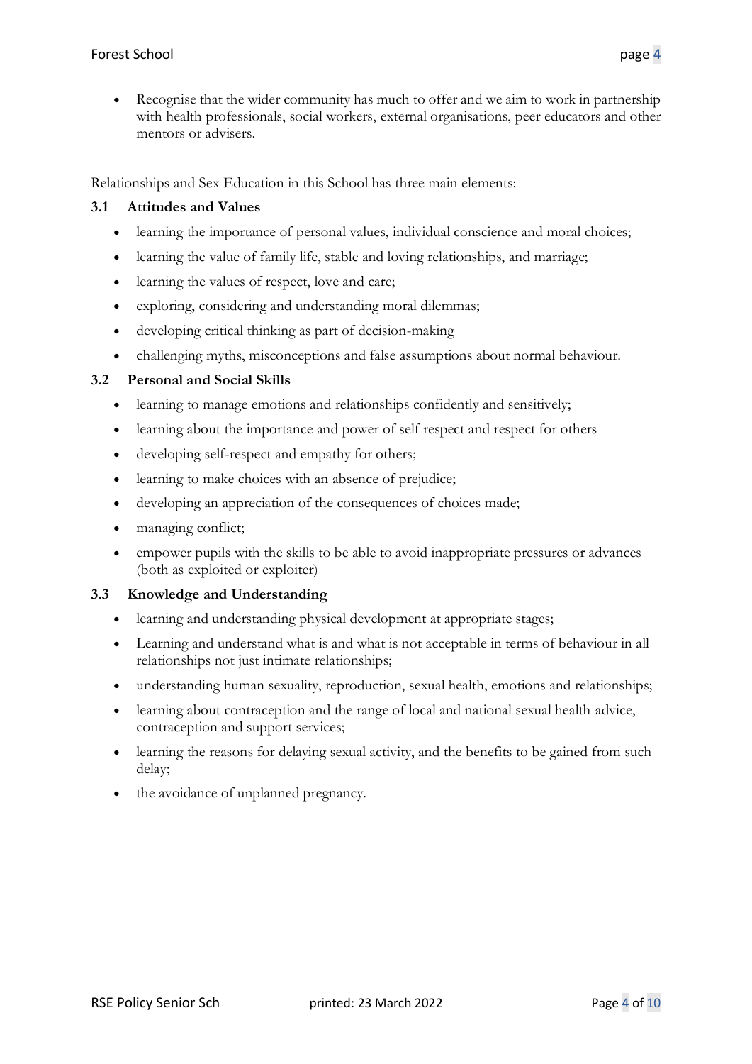- Recognise that the wider community has much to offer and we aim to work in partnership with health professionals, social workers, external organisations, peer educators and other mentors or advisers.

Relationships and Sex Education in this School has three main elements:

### 3.1 Attitudes and Values

- learning the importance of personal values, individual conscience and moral choices;
- learning the value of family life, stable and loving relationships, and marriage;
- learning the values of respect, love and care;
- exploring, considering and understanding moral dilemmas;
- developing critical thinking as part of decision-making
- challenging myths, misconceptions and false assumptions about normal behaviour.

### 3.2 Personal and Social Skills

- learning to manage emotions and relationships confidently and sensitively;
- learning about the importance and power of self respect and respect for others
- developing self-respect and empathy for others;
- learning to make choices with an absence of prejudice;
- developing an appreciation of the consequences of choices made;
- managing conflict;
- empower pupils with the skills to be able to avoid inappropriate pressures or advances (both as exploited or exploiter)

### 3.3 Knowledge and Understanding

- learning and understanding physical development at appropriate stages;
- Learning and understand what is and what is not acceptable in terms of behaviour in all relationships not just intimate relationships;
- understanding human sexuality, reproduction, sexual health, emotions and relationships;
- learning about contraception and the range of local and national sexual health advice, contraception and support services;
- learning the reasons for delaying sexual activity, and the benefits to be gained from such delay;
- the avoidance of unplanned pregnancy.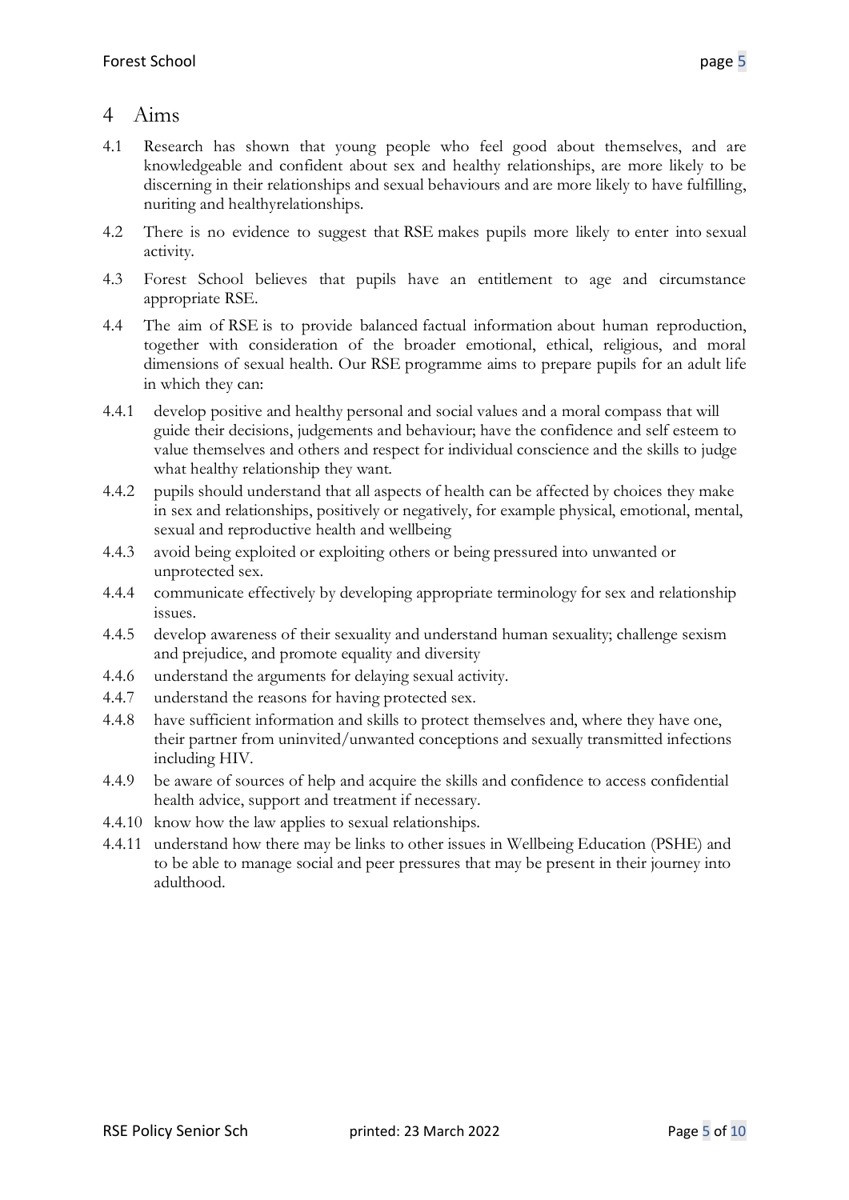# 4 Aims

4.1 Research has shown that young people who feel good about themselves, and are knowledgeable and confident about sex and healthy relationships, are more likely to be discerning in their relationships and sexual behaviours and are more likely to have fulfilling, nuriting and healthyrelationships.

4.2 There is no evidence to suggest that RSE makes pupils more likely to enter into sexual activity.

4.3 Forest School believes that pupils have an entitlement to age and circumstance appropriate RSE.

4.4 The aim of RSE is to provide balanced factual information about human reproduction, together with consideration of the broader emotional, ethical, religious, and moral dimensions of sexual health. Our RSE programme aims to prepare pupils for an adult life in which they can:

4.4.1 develop positive and healthy personal and social values and a moral compass that will guide their decisions, judgements and behaviour; have the confidence and self esteem to value themselves and others and respect for individual conscience and the skills to judge what healthy relationship they want.

4.4.2 pupils should understand that all aspects of health can be affected by choices they make in sex and relationships, positively or negatively, for example physical, emotional, mental, sexual and reproductive health and wellbeing

4.4.3 avoid being exploited or exploiting others or being pressured into unwanted or unprotected sex.

4.4.4 communicate effectively by developing appropriate terminology for sex and relationship issues.

4.4.5 develop awareness of their sexuality and understand human sexuality; challenge sexism and prejudice, and promote equality and diversity

4.4.6 understand the arguments for delaying sexual activity.

4.4.7 understand the reasons for having protected sex.

4.4.8 have sufficient information and skills to protect themselves and, where they have one, their partner from uninvited/unwanted conceptions and sexually transmitted infections including HIV.

4.4.9 be aware of sources of help and acquire the skills and confidence to access confidential health advice, support and treatment if necessary.

4.4.10 know how the law applies to sexual relationships.

4.4.11 understand how there may be links to other issues in Wellbeing Education (PSHE) and to be able to manage social and peer pressures that may be present in their journey into adulthood.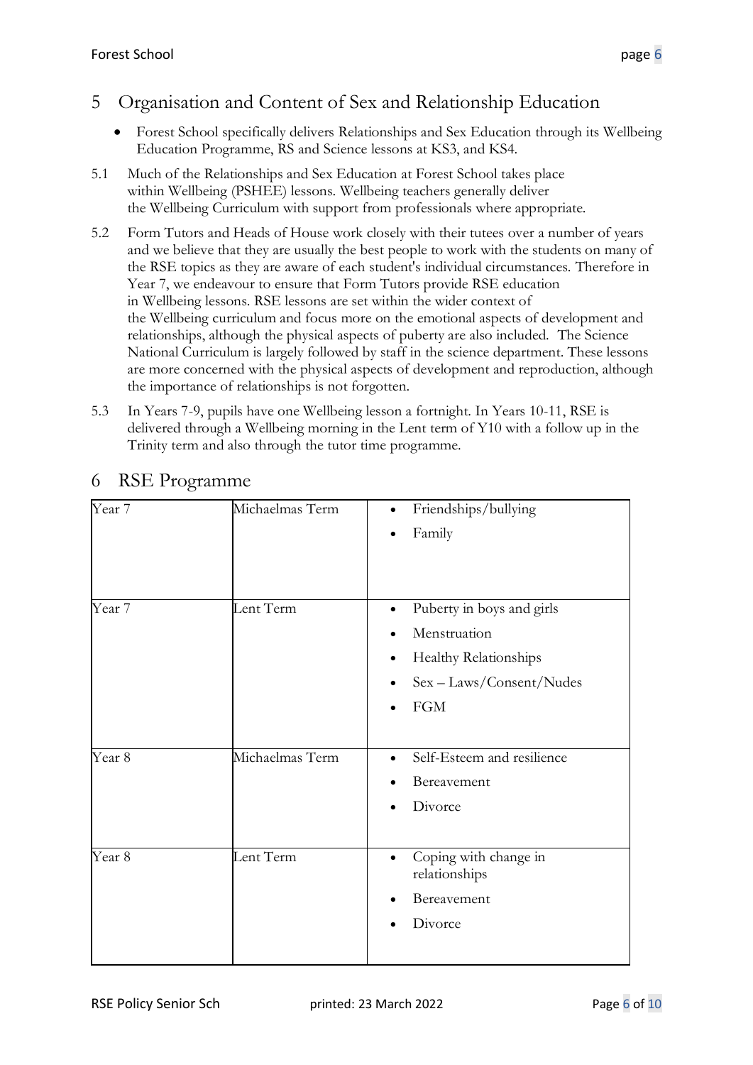## 5 Organisation and Content of Sex and Relationship Education

- Forest School specifically delivers Relationships and Sex Education through its Wellbeing Education Programme, RS and Science lessons at KS3, and KS4.

5.1 Much of the Relationships and Sex Education at Forest School takes place within Wellbeing (PSHEE) lessons. Wellbeing teachers generally deliver the Wellbeing Curriculum with support from professionals where appropriate.

5.2 Form Tutors and Heads of House work closely with their tutees over a number of years and we believe that they are usually the best people to work with the students on many of the RSE topics as they are aware of each student's individual circumstances. Therefore in Year 7, we endeavour to ensure that Form Tutors provide RSE education in Wellbeing lessons. RSE lessons are set within the wider context of the Wellbeing curriculum and focus more on the emotional aspects of development and relationships, although the physical aspects of puberty are also included. The Science National Curriculum is largely followed by staff in the science department. These lessons are more concerned with the physical aspects of development and reproduction, although the importance of relationships is not forgotten.

5.3 In Years 7-9, pupils have one Wellbeing lesson a fortnight. In Years 10-11, RSE is delivered through a Wellbeing morning in the Lent term of Y10 with a follow up in the Trinity term and also through the tutor time programme.

## 6 RSE Programme

| | | |
|---|---|---|
| Year 7 | Michaelmas Term | • Friendships/bullying<br>• Family |
| Year 7 | Lent Term | • Puberty in boys and girls<br>• Menstruation<br>• Healthy Relationships<br>• Sex – Laws/Consent/Nudes<br>• FGM |
| Year 8 | Michaelmas Term | • Self-Esteem and resilience<br>• Bereavement<br>• Divorce |
| Year 8 | Lent Term | • Coping with change in relationships<br>• Bereavement<br>• Divorce |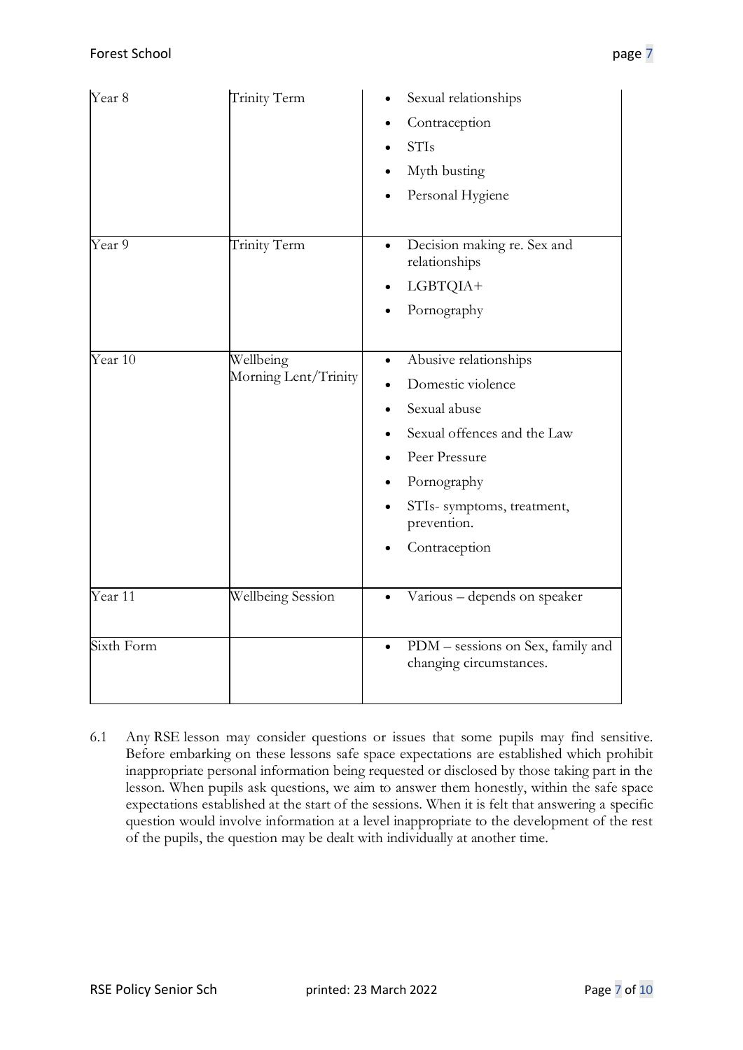| | | |
|---|---|---|
| Year 8 | Trinity Term | • Sexual relationships<br>• Contraception<br>• STIs<br>• Myth busting<br>• Personal Hygiene |
| Year 9 | Trinity Term | • Decision making re. Sex and relationships<br>• LGBTQIA+<br>• Pornography |
| Year 10 | Wellbeing Morning Lent/Trinity | • Abusive relationships<br>• Domestic violence<br>• Sexual abuse<br>• Sexual offences and the Law<br>• Peer Pressure<br>• Pornography<br>• STIs- symptoms, treatment, prevention.<br>• Contraception |
| Year 11 | Wellbeing Session | • Various – depends on speaker |
| Sixth Form | | • PDM – sessions on Sex, family and changing circumstances. |

6.1 Any RSE lesson may consider questions or issues that some pupils may find sensitive. Before embarking on these lessons safe space expectations are established which prohibit inappropriate personal information being requested or disclosed by those taking part in the lesson. When pupils ask questions, we aim to answer them honestly, within the safe space expectations established at the start of the sessions. When it is felt that answering a specific question would involve information at a level inappropriate to the development of the rest of the pupils, the question may be dealt with individually at another time.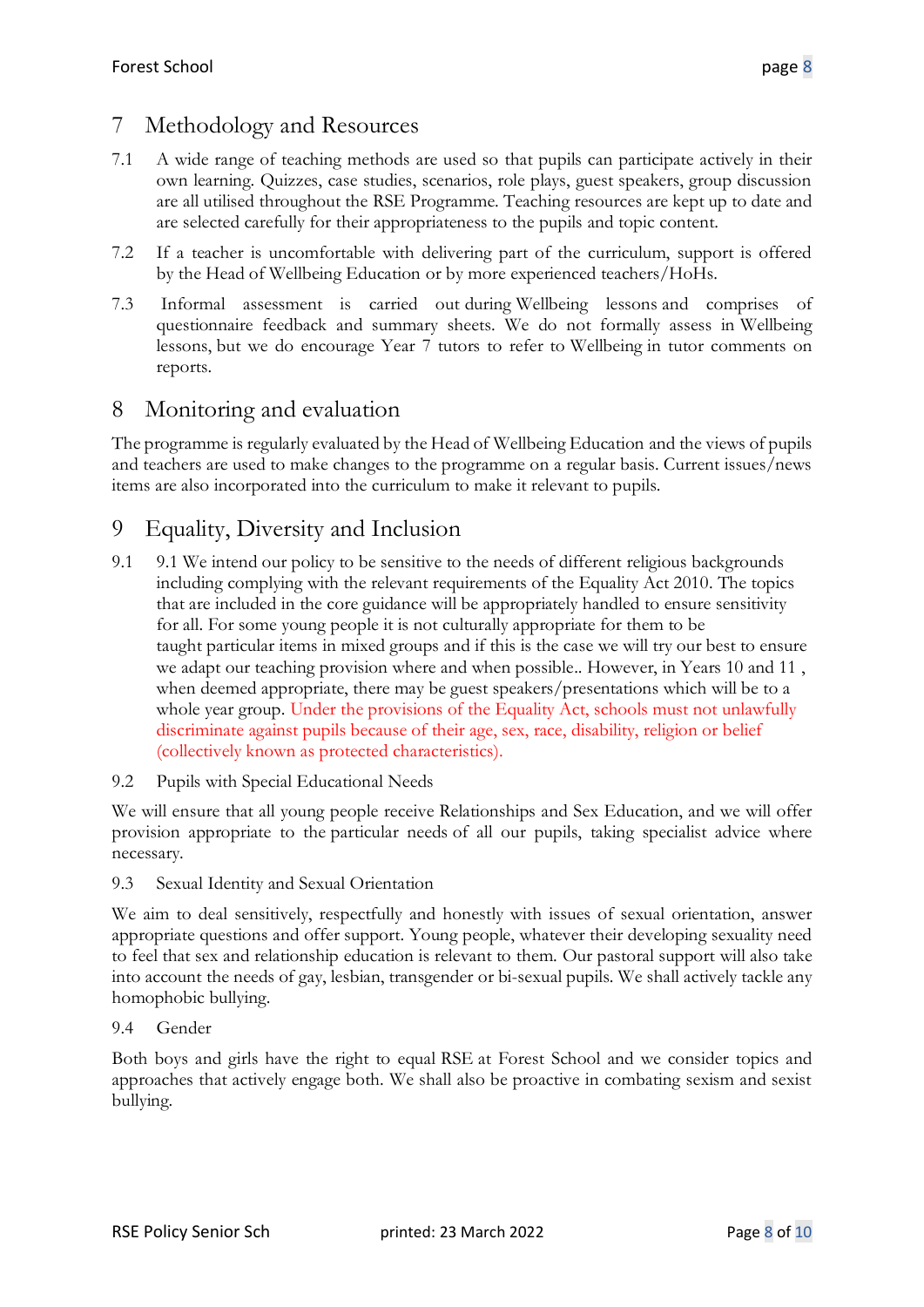## 7 Methodology and Resources

7.1 A wide range of teaching methods are used so that pupils can participate actively in their own learning. Quizzes, case studies, scenarios, role plays, guest speakers, group discussion are all utilised throughout the RSE Programme. Teaching resources are kept up to date and are selected carefully for their appropriateness to the pupils and topic content.

7.2 If a teacher is uncomfortable with delivering part of the curriculum, support is offered by the Head of Wellbeing Education or by more experienced teachers/HoHs.

7.3 Informal assessment is carried out during Wellbeing lessons and comprises of questionnaire feedback and summary sheets. We do not formally assess in Wellbeing lessons, but we do encourage Year 7 tutors to refer to Wellbeing in tutor comments on reports.

## 8 Monitoring and evaluation

The programme is regularly evaluated by the Head of Wellbeing Education and the views of pupils and teachers are used to make changes to the programme on a regular basis. Current issues/news items are also incorporated into the curriculum to make it relevant to pupils.

## 9 Equality, Diversity and Inclusion

9.1 9.1 We intend our policy to be sensitive to the needs of different religious backgrounds including complying with the relevant requirements of the Equality Act 2010. The topics that are included in the core guidance will be appropriately handled to ensure sensitivity for all. For some young people it is not culturally appropriate for them to be taught particular items in mixed groups and if this is the case we will try our best to ensure we adapt our teaching provision where and when possible.. However, in Years 10 and 11 , when deemed appropriate, there may be guest speakers/presentations which will be to a whole year group. Under the provisions of the Equality Act, schools must not unlawfully discriminate against pupils because of their age, sex, race, disability, religion or belief (collectively known as protected characteristics).

9.2 Pupils with Special Educational Needs

We will ensure that all young people receive Relationships and Sex Education, and we will offer provision appropriate to the particular needs of all our pupils, taking specialist advice where necessary.

9.3 Sexual Identity and Sexual Orientation

We aim to deal sensitively, respectfully and honestly with issues of sexual orientation, answer appropriate questions and offer support. Young people, whatever their developing sexuality need to feel that sex and relationship education is relevant to them. Our pastoral support will also take into account the needs of gay, lesbian, transgender or bi-sexual pupils. We shall actively tackle any homophobic bullying.

9.4 Gender

Both boys and girls have the right to equal RSE at Forest School and we consider topics and approaches that actively engage both. We shall also be proactive in combating sexism and sexist bullying.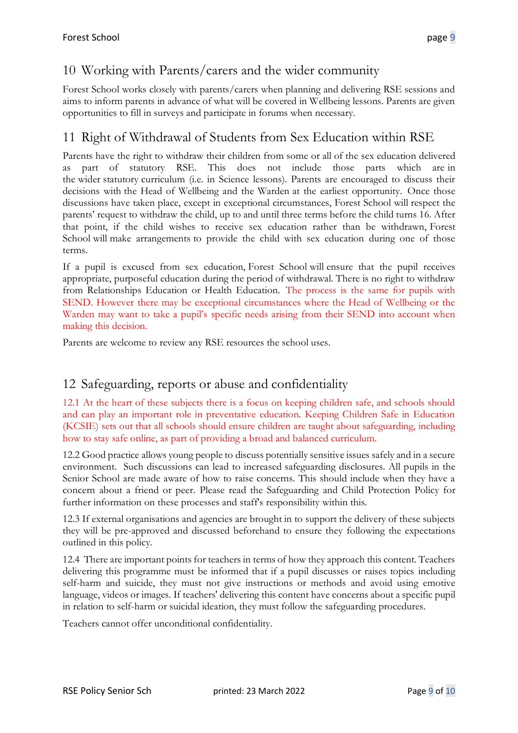## 10 Working with Parents/carers and the wider community

Forest School works closely with parents/carers when planning and delivering RSE sessions and aims to inform parents in advance of what will be covered in Wellbeing lessons. Parents are given opportunities to fill in surveys and participate in forums when necessary.

## 11 Right of Withdrawal of Students from Sex Education within RSE

Parents have the right to withdraw their children from some or all of the sex education delivered as part of statutory RSE. This does not include those parts which are in the wider statutory curriculum (i.e. in Science lessons). Parents are encouraged to discuss their decisions with the Head of Wellbeing and the Warden at the earliest opportunity. Once those discussions have taken place, except in exceptional circumstances, Forest School will respect the parents' request to withdraw the child, up to and until three terms before the child turns 16. After that point, if the child wishes to receive sex education rather than be withdrawn, Forest School will make arrangements to provide the child with sex education during one of those terms.

If a pupil is excused from sex education, Forest School will ensure that the pupil receives appropriate, purposeful education during the period of withdrawal. There is no right to withdraw from Relationships Education or Health Education. The process is the same for pupils with SEND. However there may be exceptional circumstances where the Head of Wellbeing or the Warden may want to take a pupil's specific needs arising from their SEND into account when making this decision.

Parents are welcome to review any RSE resources the school uses.

## 12 Safeguarding, reports or abuse and confidentiality

12.1 At the heart of these subjects there is a focus on keeping children safe, and schools should and can play an important role in preventative education. Keeping Children Safe in Education (KCSIE) sets out that all schools should ensure children are taught about safeguarding, including how to stay safe online, as part of providing a broad and balanced curriculum.

12.2 Good practice allows young people to discuss potentially sensitive issues safely and in a secure environment. Such discussions can lead to increased safeguarding disclosures. All pupils in the Senior School are made aware of how to raise concerns. This should include when they have a concern about a friend or peer. Please read the Safeguarding and Child Protection Policy for further information on these processes and staff's responsibility within this.

12.3 If external organisations and agencies are brought in to support the delivery of these subjects they will be pre-approved and discussed beforehand to ensure they following the expectations outlined in this policy.

12.4 There are important points for teachers in terms of how they approach this content. Teachers delivering this programme must be informed that if a pupil discusses or raises topics including self-harm and suicide, they must not give instructions or methods and avoid using emotive language, videos or images. If teachers' delivering this content have concerns about a specific pupil in relation to self-harm or suicidal ideation, they must follow the safeguarding procedures.

Teachers cannot offer unconditional confidentiality.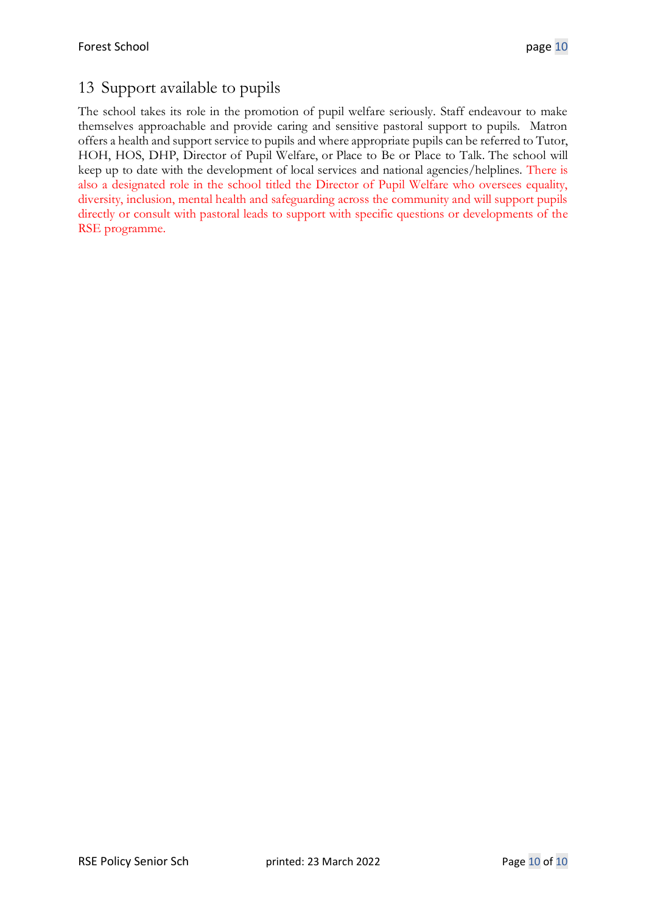## 13 Support available to pupils

The school takes its role in the promotion of pupil welfare seriously. Staff endeavour to make themselves approachable and provide caring and sensitive pastoral support to pupils. Matron offers a health and support service to pupils and where appropriate pupils can be referred to Tutor, HOH, HOS, DHP, Director of Pupil Welfare, or Place to Be or Place to Talk. The school will keep up to date with the development of local services and national agencies/helplines. There is also a designated role in the school titled the Director of Pupil Welfare who oversees equality, diversity, inclusion, mental health and safeguarding across the community and will support pupils directly or consult with pastoral leads to support with specific questions or developments of the RSE programme.